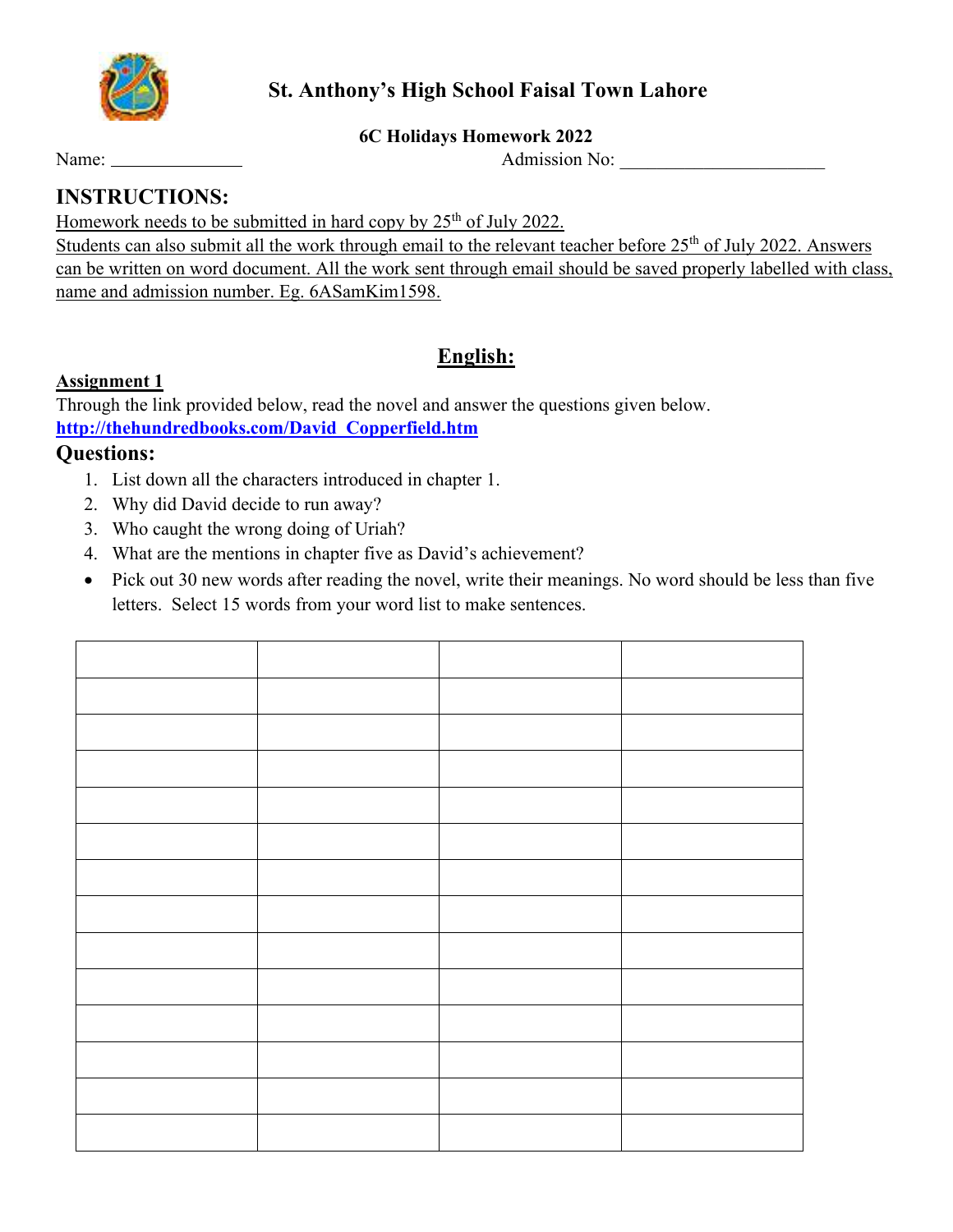# St. Anthony's High School Faisal Town Lahore

**6C Holidays Homework 2022**

Name: _______________ Admission No: ______________________

## INSTRUCTIONS:

Homework needs to be submitted in hard copy by 25th of July 2022.

Students can also submit all the work through email to the relevant teacher before 25th of July 2022. Answers can be written on word document. All the work sent through email should be saved properly labelled with class, name and admission number. Eg. 6ASamKim1598.

## English:

**Assignment 1**

Through the link provided below, read the novel and answer the questions given below.

**http://thehundredbooks.com/David_Copperfield.htm**

### Questions:

1. List down all the characters introduced in chapter 1.
2. Why did David decide to run away?
3. Who caught the wrong doing of Uriah?
4. What are the mentions in chapter five as David's achievement?

- Pick out 30 new words after reading the novel, write their meanings. No word should be less than five letters. Select 15 words from your word list to make sentences.

| | | | |
|---|---|---|---|
| | | | |
| | | | |
| | | | |
| | | | |
| | | | |
| | | | |
| | | | |
| | | | |
| | | | |
| | | | |
| | | | |
| | | | |
| | | | |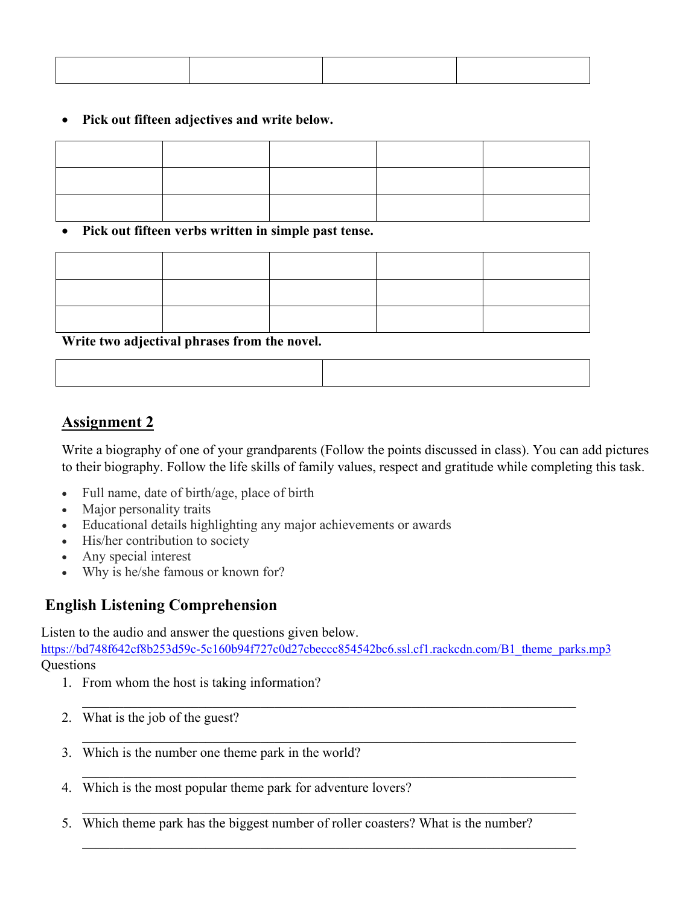| | | | |
|---|---|---|---|
| | | | |

- **Pick out fifteen adjectives and write below.**

| | | | | |
|---|---|---|---|---|
| | | | | |
| | | | | |
| | | | | |

- **Pick out fifteen verbs written in simple past tense.**

| | | | | |
|---|---|---|---|---|
| | | | | |
| | | | | |
| | | | | |

**Write two adjectival phrases from the novel.**

| | |
|---|---|
| | |

## Assignment 2

Write a biography of one of your grandparents (Follow the points discussed in class). You can add pictures to their biography. Follow the life skills of family values, respect and gratitude while completing this task.

- Full name, date of birth/age, place of birth
- Major personality traits
- Educational details highlighting any major achievements or awards
- His/her contribution to society
- Any special interest
- Why is he/she famous or known for?

## English Listening Comprehension

Listen to the audio and answer the questions given below.
https://bd748f642cf8b253d59c-5c160b94f727c0d27cbeccc854542bc6.ssl.cf1.rackcdn.com/B1_theme_parks.mp3
Questions

1. From whom the host is taking information?

   ______________________________________________________________

2. What is the job of the guest?

   ______________________________________________________________

3. Which is the number one theme park in the world?

   ______________________________________________________________

4. Which is the most popular theme park for adventure lovers?

   ______________________________________________________________

5. Which theme park has the biggest number of roller coasters? What is the number?

   ______________________________________________________________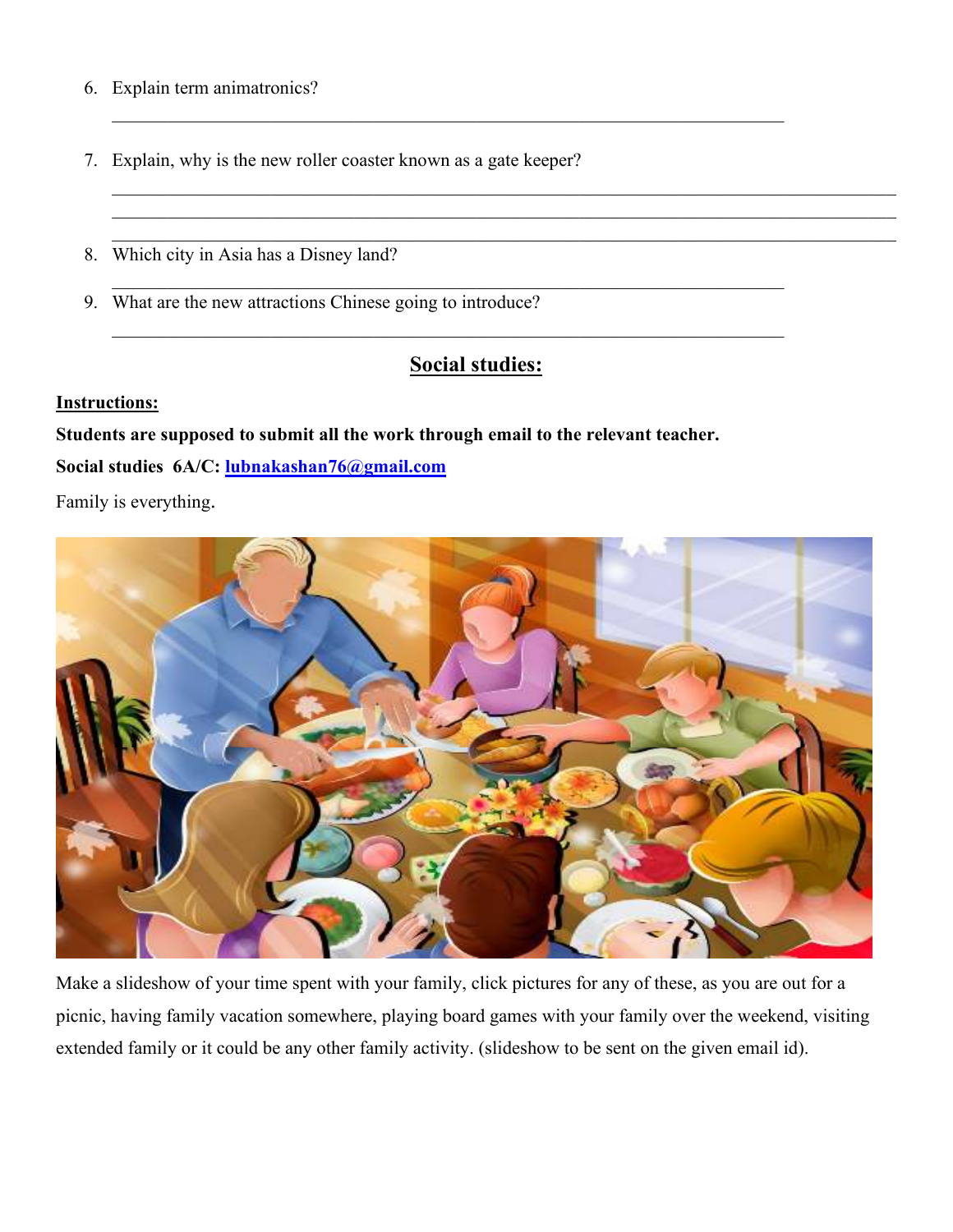6. Explain term animatronics?

_______________________________________________________________________

7. Explain, why is the new roller coaster known as a gate keeper?

_______________________________________________________________________
_______________________________________________________________________
_______________________________________________________________________

8. Which city in Asia has a Disney land?

_______________________________________________________________________

9. What are the new attractions Chinese going to introduce?

_______________________________________________________________________

## Social studies:

**Instructions:**

**Students are supposed to submit all the work through email to the relevant teacher.**

**Social studies 6A/C: lubnakashan76@gmail.com**

Family is everything.

Make a slideshow of your time spent with your family, click pictures for any of these, as you are out for a picnic, having family vacation somewhere, playing board games with your family over the weekend, visiting extended family or it could be any other family activity. (slideshow to be sent on the given email id).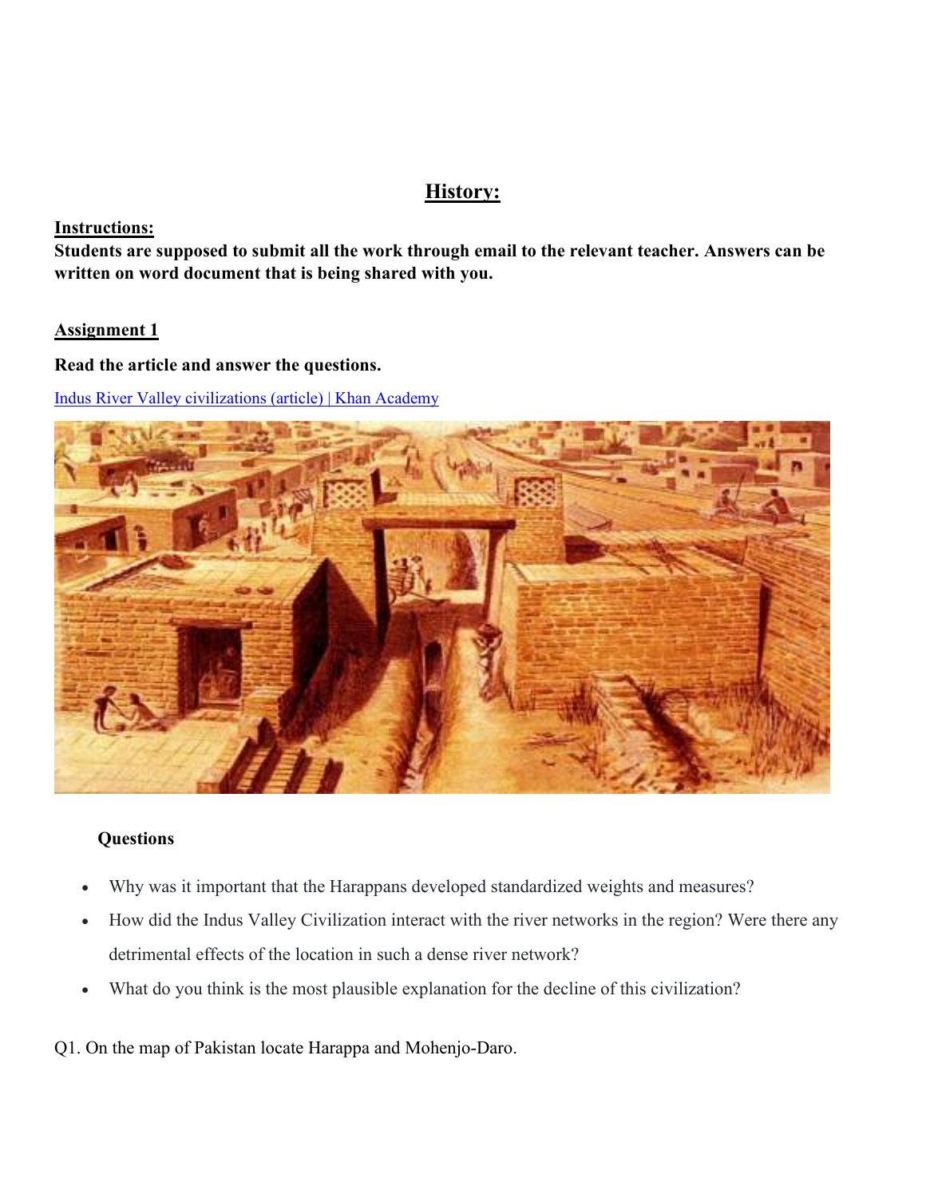# History:

**Instructions:**

**Students are supposed to submit all the work through email to the relevant teacher. Answers can be written on word document that is being shared with you.**

**Assignment 1**

**Read the article and answer the questions.**

[Indus River Valley civilizations (article) | Khan Academy]()

**Questions**

- Why was it important that the Harappans developed standardized weights and measures?
- How did the Indus Valley Civilization interact with the river networks in the region? Were there any detrimental effects of the location in such a dense river network?
- What do you think is the most plausible explanation for the decline of this civilization?

Q1. On the map of Pakistan locate Harappa and Mohenjo-Daro.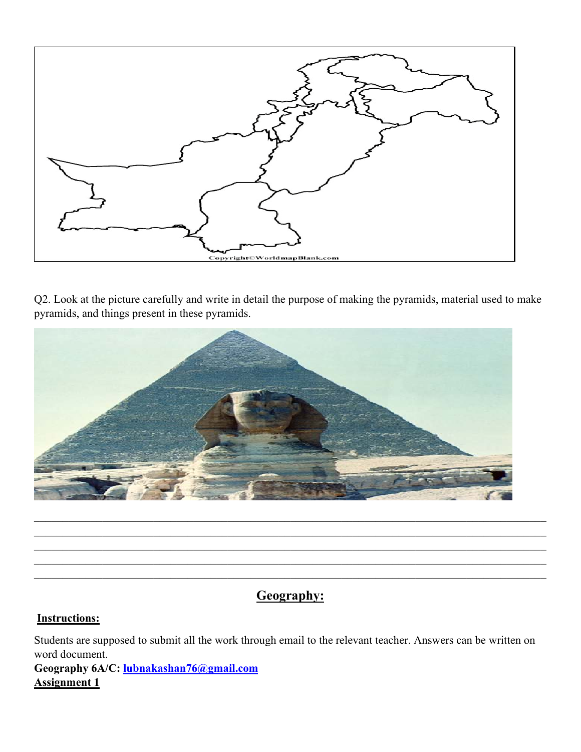Copyright©WorldmapBlank.com

Q2. Look at the picture carefully and write in detail the purpose of making the pyramids, material used to make pyramids, and things present in these pyramids.

______________________________________________________________________________________
______________________________________________________________________________________
______________________________________________________________________________________
______________________________________________________________________________________
______________________________________________________________________________________

## Geography:

**Instructions:**

Students are supposed to submit all the work through email to the relevant teacher. Answers can be written on word document.

**Geography 6A/C: lubnakashan76@gmail.com**

**Assignment 1**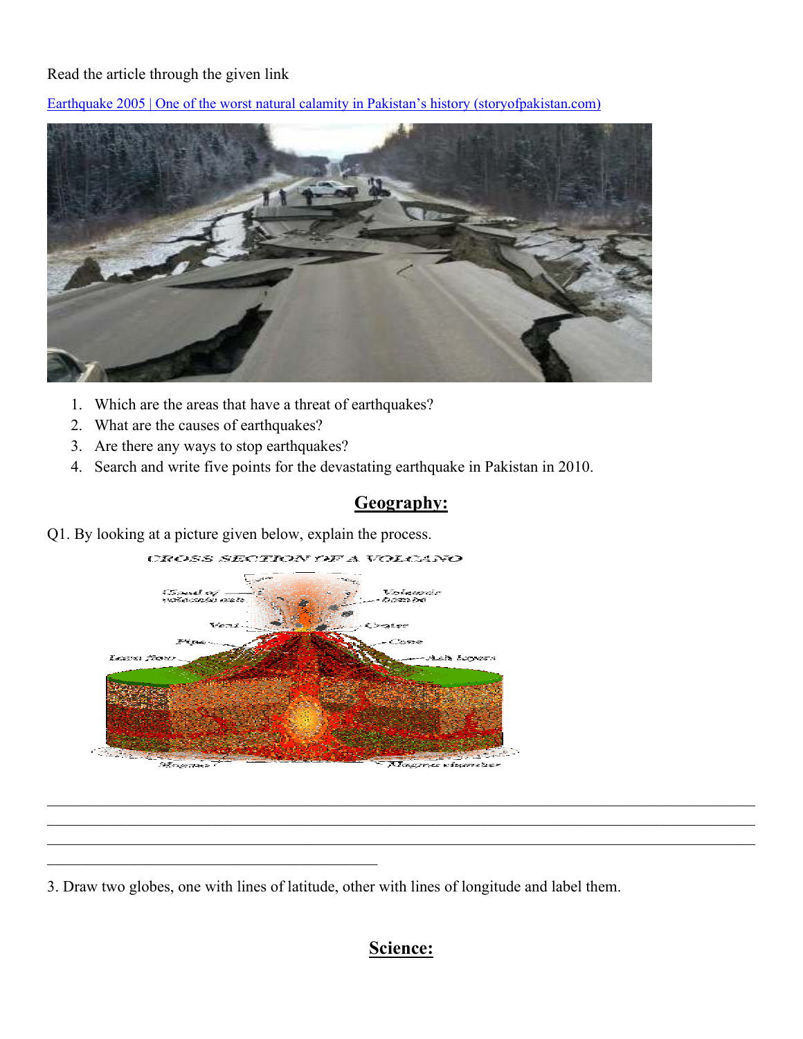Read the article through the given link

[Earthquake 2005 | One of the worst natural calamity in Pakistan's history (storyofpakistan.com)]

1. Which are the areas that have a threat of earthquakes?
2. What are the causes of earthquakes?
3. Are there any ways to stop earthquakes?
4. Search and write five points for the devastating earthquake in Pakistan in 2010.

## Geography:

Q1. By looking at a picture given below, explain the process.

\_\_\_\_\_\_\_\_\_\_\_\_\_\_\_\_\_\_\_\_\_\_\_\_\_\_\_\_\_\_\_\_\_\_\_\_\_\_\_\_\_\_\_\_\_\_\_\_\_\_\_\_\_\_\_\_\_\_\_\_\_\_\_\_\_\_\_\_\_\_\_\_\_\_\_\_\_\_\_\_

\_\_\_\_\_\_\_\_\_\_\_\_\_\_\_\_\_\_\_\_\_\_\_\_\_\_\_\_\_\_\_\_\_\_\_\_\_\_\_\_\_\_\_\_\_\_\_\_\_\_\_\_\_\_\_\_\_\_\_\_\_\_\_\_\_\_\_\_\_\_\_\_\_\_\_\_\_\_\_\_

\_\_\_\_\_\_\_\_\_\_\_\_\_\_\_\_\_\_\_\_\_\_\_\_\_\_\_\_\_\_\_\_\_\_\_\_\_\_\_\_\_\_\_\_\_\_\_\_\_\_\_\_\_\_\_\_\_\_\_\_\_\_\_\_\_\_\_\_\_\_\_\_\_\_\_\_\_\_\_\_

\_\_\_\_\_\_\_\_\_\_\_\_\_\_\_\_\_\_\_\_\_\_\_\_\_\_\_\_\_\_\_\_\_\_\_\_\_\_\_\_\_\_

3. Draw two globes, one with lines of latitude, other with lines of longitude and label them.

## Science: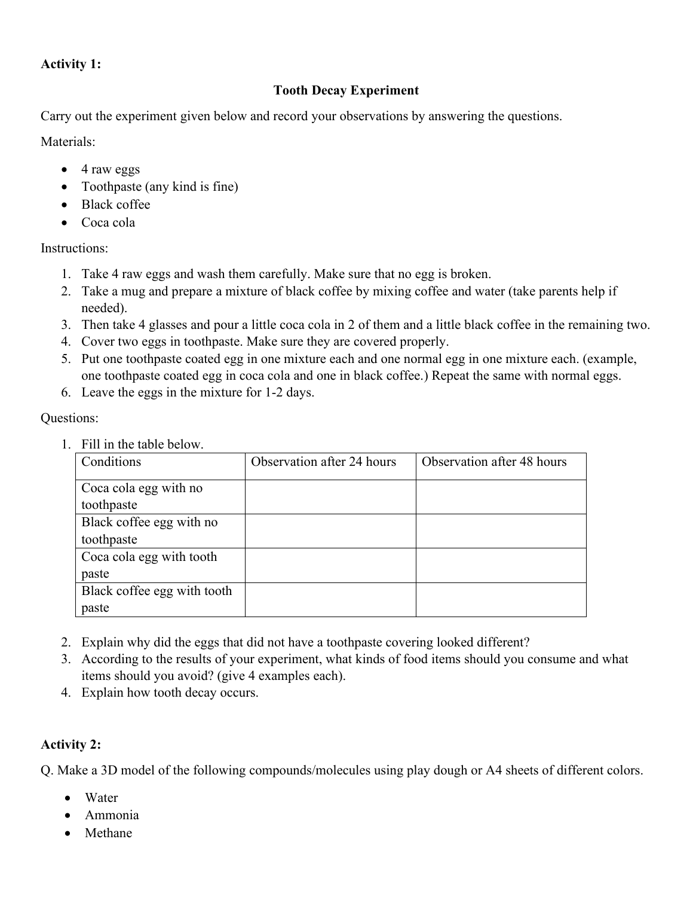**Activity 1:**

**Tooth Decay Experiment**

Carry out the experiment given below and record your observations by answering the questions.

Materials:

- 4 raw eggs
- Toothpaste (any kind is fine)
- Black coffee
- Coca cola

Instructions:

1. Take 4 raw eggs and wash them carefully. Make sure that no egg is broken.
2. Take a mug and prepare a mixture of black coffee by mixing coffee and water (take parents help if needed).
3. Then take 4 glasses and pour a little coca cola in 2 of them and a little black coffee in the remaining two.
4. Cover two eggs in toothpaste. Make sure they are covered properly.
5. Put one toothpaste coated egg in one mixture each and one normal egg in one mixture each. (example, one toothpaste coated egg in coca cola and one in black coffee.) Repeat the same with normal eggs.
6. Leave the eggs in the mixture for 1-2 days.

Questions:

1. Fill in the table below.

| Conditions | Observation after 24 hours | Observation after 48 hours |
|---|---|---|
| Coca cola egg with no toothpaste | | |
| Black coffee egg with no toothpaste | | |
| Coca cola egg with tooth paste | | |
| Black coffee egg with tooth paste | | |

2. Explain why did the eggs that did not have a toothpaste covering looked different?
3. According to the results of your experiment, what kinds of food items should you consume and what items should you avoid? (give 4 examples each).
4. Explain how tooth decay occurs.

**Activity 2:**

Q. Make a 3D model of the following compounds/molecules using play dough or A4 sheets of different colors.

- Water
- Ammonia
- Methane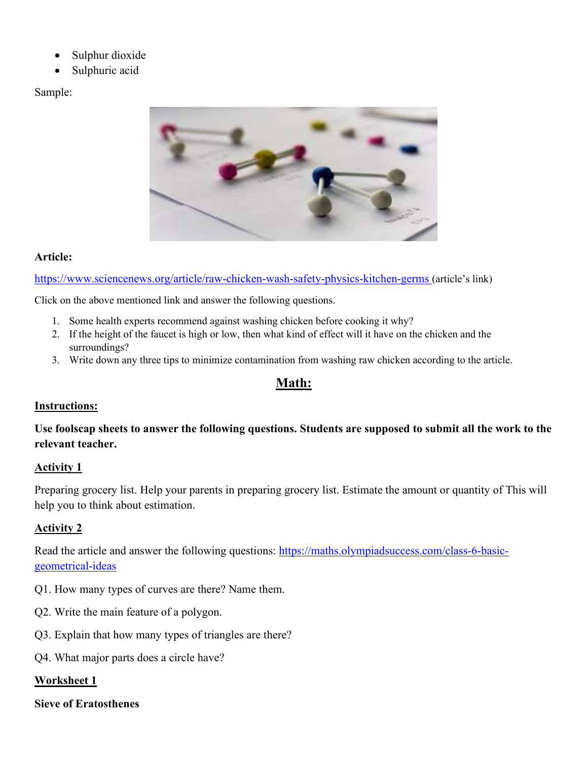- Sulphur dioxide
- Sulphuric acid

Sample:

**Article:**

https://www.sciencenews.org/article/raw-chicken-wash-safety-physics-kitchen-germs (article's link)

Click on the above mentioned link and answer the following questions.

1. Some health experts recommend against washing chicken before cooking it why?
2. If the height of the faucet is high or low, then what kind of effect will it have on the chicken and the surroundings?
3. Write down any three tips to minimize contamination from washing raw chicken according to the article.

## Math:

**Instructions:**

**Use foolscap sheets to answer the following questions. Students are supposed to submit all the work to the relevant teacher.**

**Activity 1**

Preparing grocery list. Help your parents in preparing grocery list. Estimate the amount or quantity of This will help you to think about estimation.

**Activity 2**

Read the article and answer the following questions: https://maths.olympiadsuccess.com/class-6-basic-geometrical-ideas

Q1. How many types of curves are there? Name them.

Q2. Write the main feature of a polygon.

Q3. Explain that how many types of triangles are there?

Q4. What major parts does a circle have?

**Worksheet 1**

**Sieve of Eratosthenes**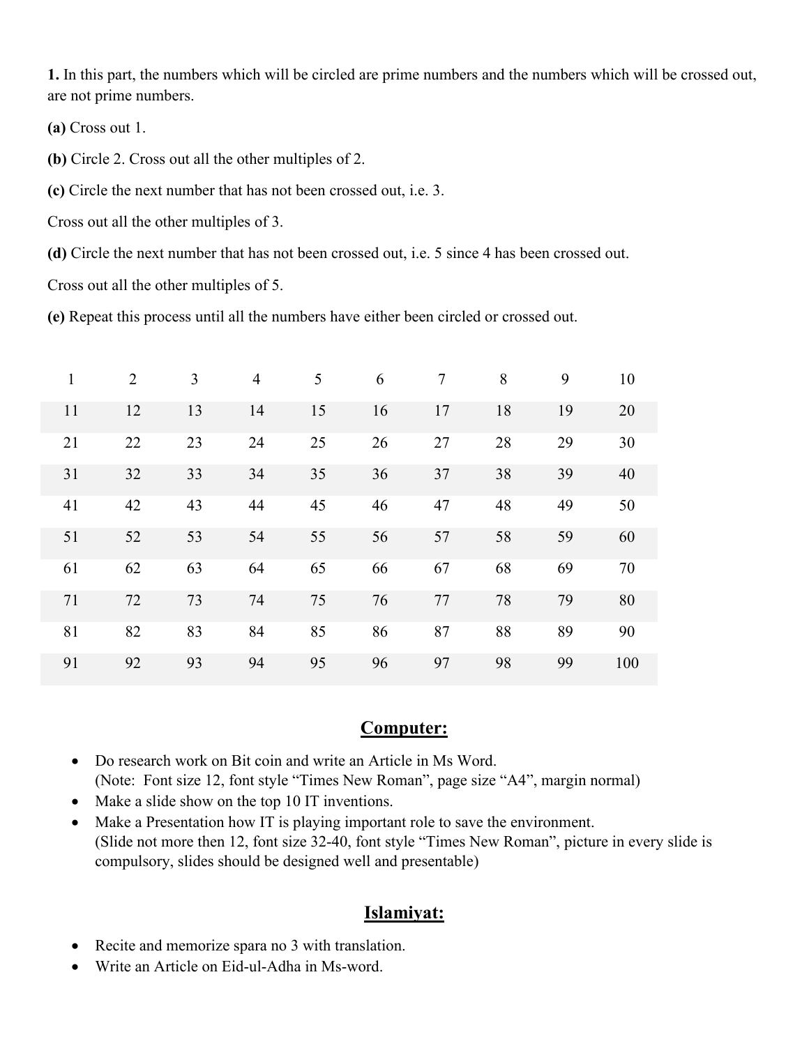**1.** In this part, the numbers which will be circled are prime numbers and the numbers which will be crossed out, are not prime numbers.

**(a)** Cross out 1.

**(b)** Circle 2. Cross out all the other multiples of 2.

**(c)** Circle the next number that has not been crossed out, i.e. 3.

Cross out all the other multiples of 3.

**(d)** Circle the next number that has not been crossed out, i.e. 5 since 4 has been crossed out.

Cross out all the other multiples of 5.

**(e)** Repeat this process until all the numbers have either been circled or crossed out.

| | | | | | | | | | |
|---|---|---|---|---|---|---|---|---|---|
| 1 | 2 | 3 | 4 | 5 | 6 | 7 | 8 | 9 | 10 |
| 11 | 12 | 13 | 14 | 15 | 16 | 17 | 18 | 19 | 20 |
| 21 | 22 | 23 | 24 | 25 | 26 | 27 | 28 | 29 | 30 |
| 31 | 32 | 33 | 34 | 35 | 36 | 37 | 38 | 39 | 40 |
| 41 | 42 | 43 | 44 | 45 | 46 | 47 | 48 | 49 | 50 |
| 51 | 52 | 53 | 54 | 55 | 56 | 57 | 58 | 59 | 60 |
| 61 | 62 | 63 | 64 | 65 | 66 | 67 | 68 | 69 | 70 |
| 71 | 72 | 73 | 74 | 75 | 76 | 77 | 78 | 79 | 80 |
| 81 | 82 | 83 | 84 | 85 | 86 | 87 | 88 | 89 | 90 |
| 91 | 92 | 93 | 94 | 95 | 96 | 97 | 98 | 99 | 100 |

## **Computer:**

- Do research work on Bit coin and write an Article in Ms Word.
  (Note: Font size 12, font style "Times New Roman", page size "A4", margin normal)
- Make a slide show on the top 10 IT inventions.
- Make a Presentation how IT is playing important role to save the environment.
  (Slide not more then 12, font size 32-40, font style "Times New Roman", picture in every slide is compulsory, slides should be designed well and presentable)

## **Islamiyat:**

- Recite and memorize spara no 3 with translation.
- Write an Article on Eid-ul-Adha in Ms-word.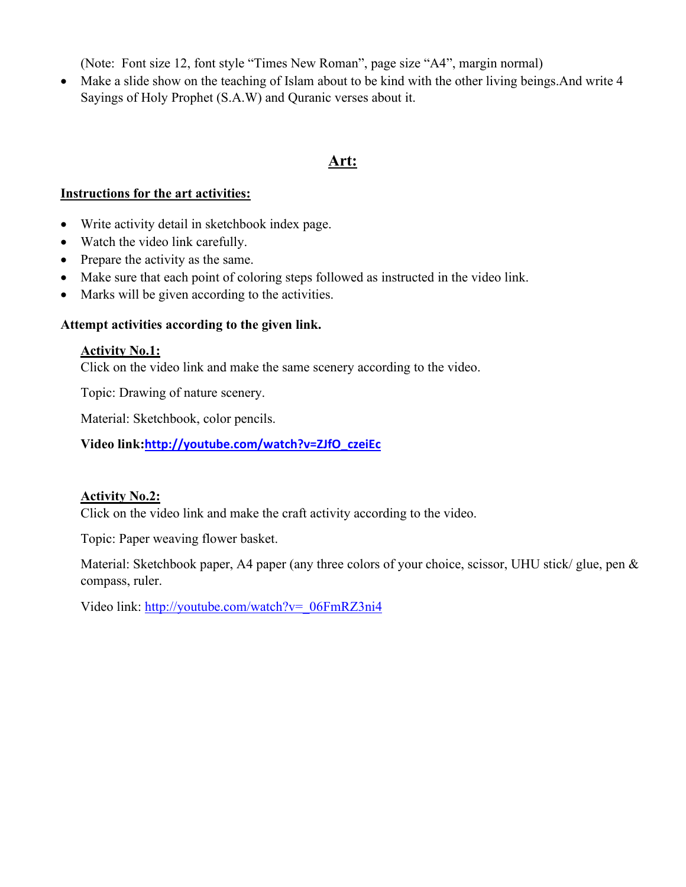(Note: Font size 12, font style “Times New Roman”, page size “A4”, margin normal)

- Make a slide show on the teaching of Islam about to be kind with the other living beings.And write 4 Sayings of Holy Prophet (S.A.W) and Quranic verses about it.

## Art:

**Instructions for the art activities:**

- Write activity detail in sketchbook index page.
- Watch the video link carefully.
- Prepare the activity as the same.
- Make sure that each point of coloring steps followed as instructed in the video link.
- Marks will be given according to the activities.

**Attempt activities according to the given link.**

**Activity No.1:**
Click on the video link and make the same scenery according to the video.

Topic: Drawing of nature scenery.

Material: Sketchbook, color pencils.

**Video link:http://youtube.com/watch?v=ZJfO_czeiEc**

**Activity No.2:**
Click on the video link and make the craft activity according to the video.

Topic: Paper weaving flower basket.

Material: Sketchbook paper, A4 paper (any three colors of your choice, scissor, UHU stick/ glue, pen & compass, ruler.

Video link: http://youtube.com/watch?v=_06FmRZ3ni4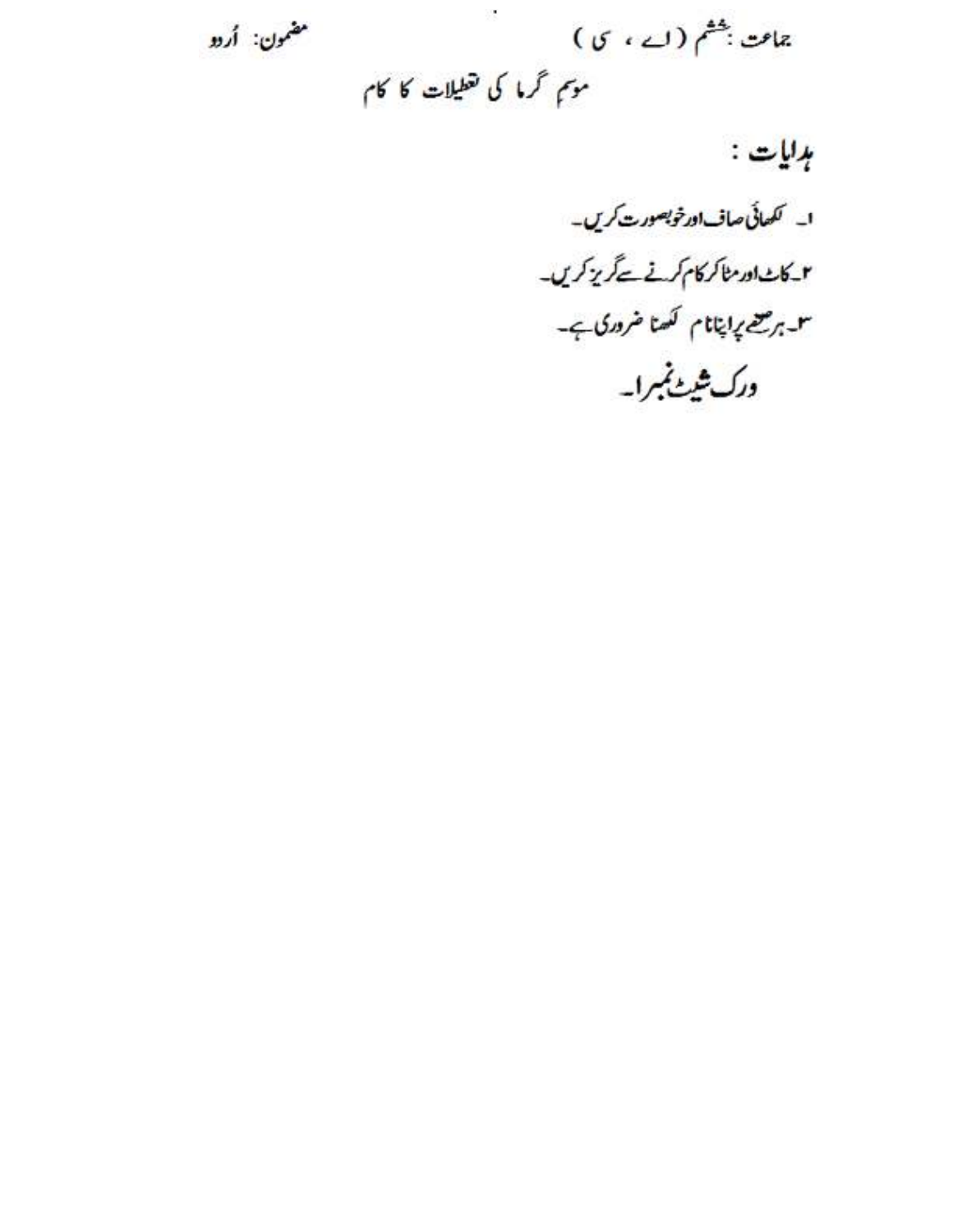جماعت : ششم ( اے ، سی ) مضمون: اُردو

موسم گرما کی تعطیلات کا کام

## ہدایات :

۱۔ لکھائی صاف اور خوبصورت کریں۔

۲۔ کاٹ اور مٹا کر کام کرنے سے گریز کریں۔

۳۔ ہر صفحے پر اپنا نام لکھنا ضروری ہے۔

## ورک شیٹ نمبر ا۔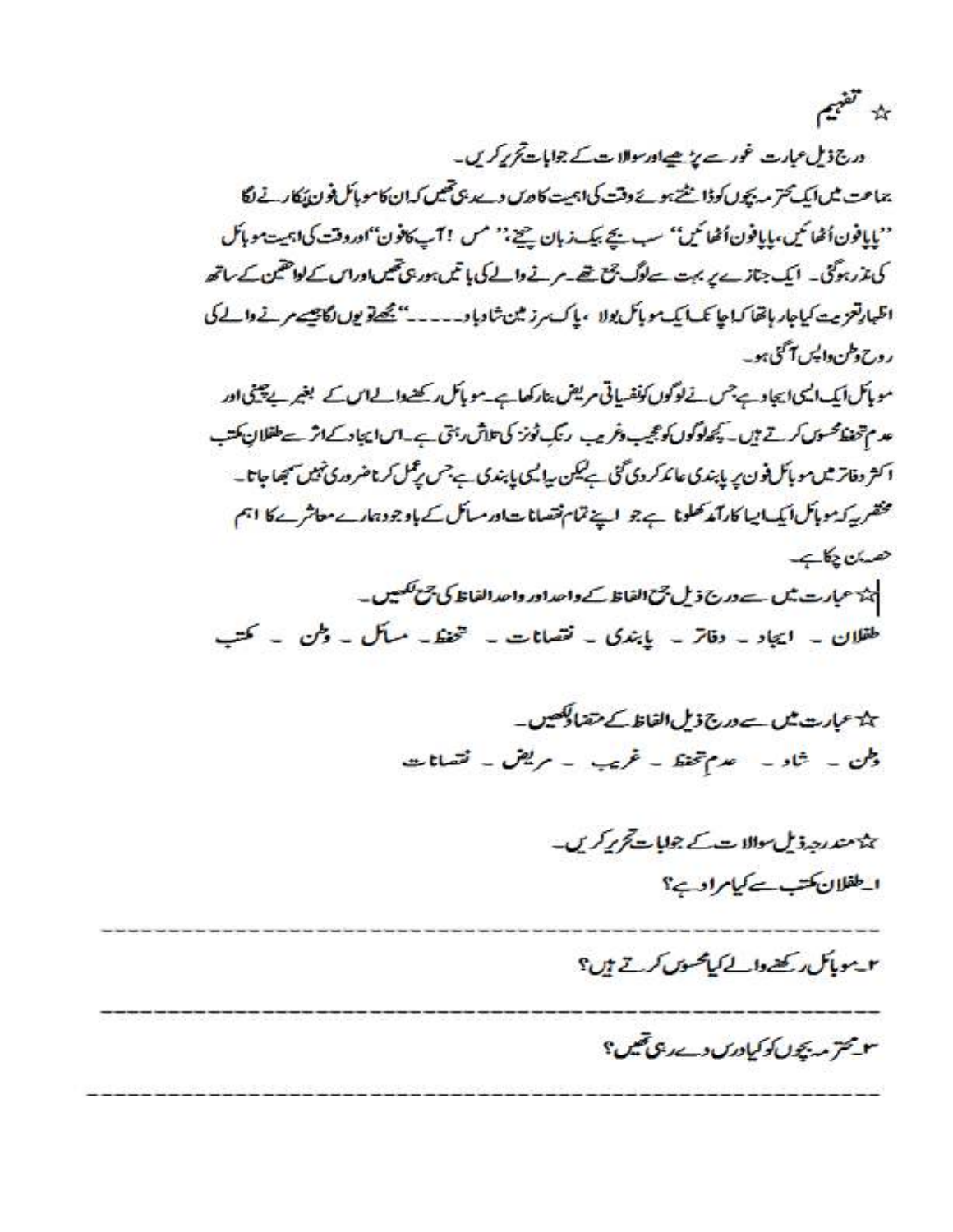☆ تفہیم

درج ذیل عبارت غور سے پڑھیے اور سوالات کے جوابات تحریر کریں۔

جماعت میں ایک محترمہ بچوں کو ڈانٹتے ہوئے وقت کی اہمیت کا درس دے رہی تھیں کہ ان کا موبائل فون پکارنے لگا ''پاپا فون اُٹھائیں، پاپا فون اُٹھائیں'' سب بچے بیک زبان چیخے: '' مس ! آپ کا فون'' اور وقت کی اہمیت موبائل کی نذر ہو گئی۔ ایک جنازے پر بہت سے لوگ جمع تھے۔ مرنے والے کی باتیں ہو رہی تھیں اور اس کے لواحقین کے ساتھ اظہارِ تعزیت کیا جا رہا تھا کہ اچانک ایک موبائل بولا ، پاک سر زمین شاد باد۔۔۔۔۔'' مجھے تو یوں لگا جیسے مرنے والے کی روح وطن واپس آ گئی ہو۔

موبائل ایک ایسی ایجاد ہے، جس نے لوگوں کو نفسیاتی مریض بنا رکھا ہے۔ موبائل رکھنے والے اس کے بغیر بے چینی اور عدمِ تحفظ محسوس کرتے ہیں۔ کچھ لوگوں کو عجیب و غریب رنگ ٹونز کی تلاش رہتی ہے۔ اس ایجاد کے اثر سے طفلانِ مکتب اکثر دفاتر میں موبائل فون پر پابندی عائد کر دی گئی ہے لیکن یہ ایسی پابندی ہے، جس پر عمل کرنا ضروری نہیں سمجھا جاتا۔ مختصر یہ کہ موبائل ایک ایسا کارآمد کھلونا ہے جو اپنے تمام نقصانات اور مسائل کے باوجود ہمارے معاشرے کا اہم حصہ بن چکا ہے۔

☆ عبارت میں سے درج ذیل جمع الفاظ کے واحد اور واحد الفاظ کی جمع لکھیں۔

طفلان ۔ ایجاد ۔ دفاتر ۔ پابندی ۔ نقصانات ۔ تحفظ ۔ مسائل ۔ وطن ۔ مکتب

☆ عبارت میں سے درج ذیل الفاظ کے متضاد لکھیں۔

وطن ۔ شاد ۔ عدمِ تحفظ ۔ غریب ۔ مریض ۔ نقصانات

☆ مندرجہ ذیل سوالات کے جوابات تحریر کریں۔

۱۔ طفلانِ مکتب سے کیا مراد ہے؟

---

۲۔ موبائل رکھنے والے کیا محسوس کرتے ہیں؟

---

۳۔ محترمہ بچوں کو کیا درس دے رہی تھیں؟

---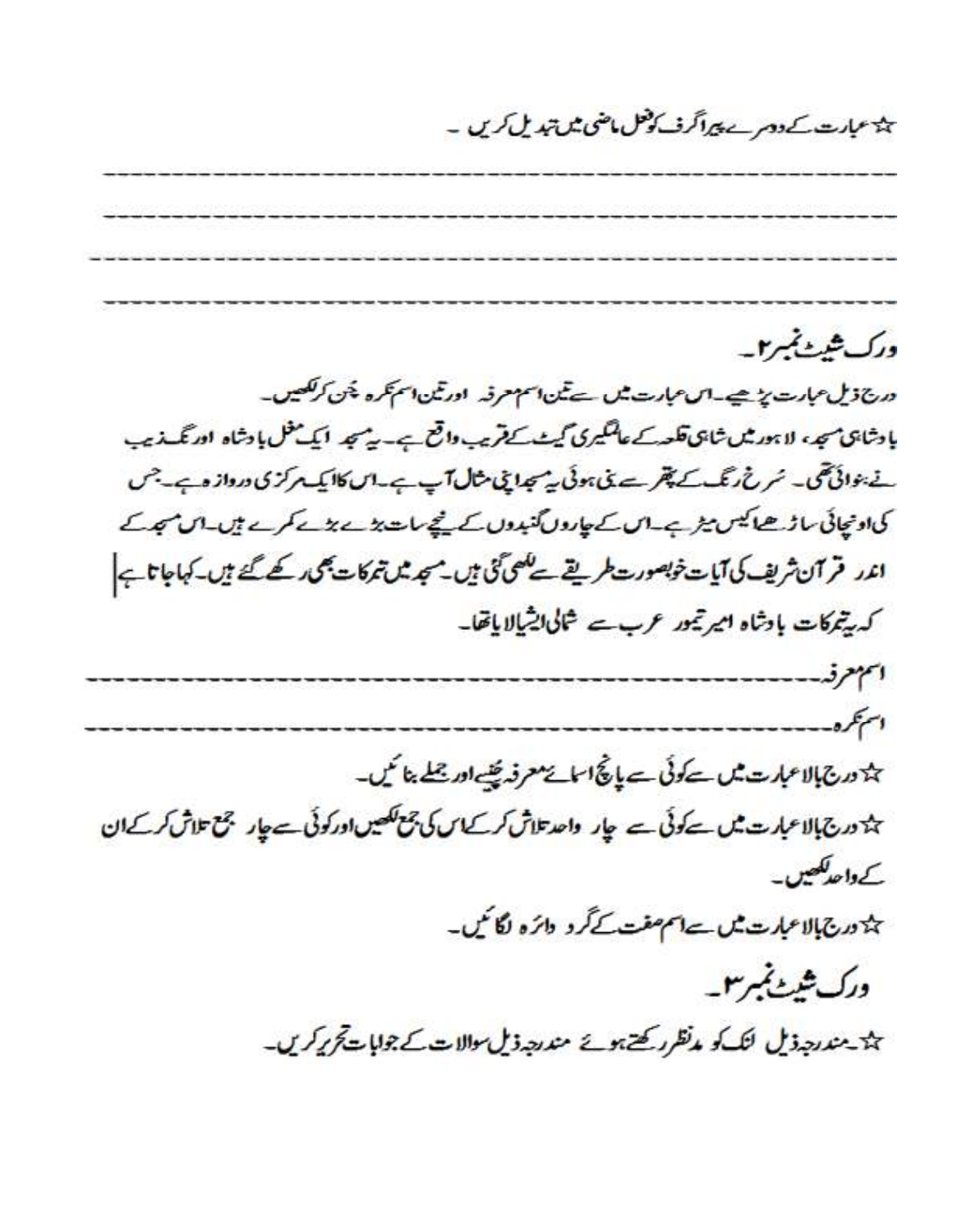☆ عبارت کے دوسرے پیراگرف کو فعل ماضی میں تبدیل کریں ۔

---

---

---

---

## ورک شیٹ نمبر ۲۔

درج ذیل عبارت پڑھیے۔ اس عبارت میں سے تین اسم معرفہ اور تین اسم نکرہ چن کر لکھیں۔

بادشاہی مسجد، لاہور میں شاہی قلعہ کے عالمگیری گیٹ کے قریب واقع ہے۔ یہ مسجد ایک مغل بادشاہ اورنگزیب نے بنوائی تھی۔ سُرخ رنگ کے پتھر سے بنی ہوئی یہ مسجد اپنی مثال آپ ہے۔ اس کا ایک مرکزی دروازہ ہے۔ جس کی اونچائی ساڑھے اکیس میٹر ہے۔ اس کے چاروں گنبدوں کے نیچے سات بڑے بڑے کمرے ہیں۔ اس مسجد کے اندر قرآن شریف کی آیات خوبصورت طریقے سے لکھی گئی ہیں۔ مسجد میں تبرکات بھی رکھے گئے ہیں۔ کہا جاتا ہے کہ یہ تبرکات بادشاہ امیر تیمور عرب سے شمالی ایشیا لایا تھا۔

اسم معرفہ۔---------------------------------------------------

اسم نکرہ۔---------------------------------------------------

☆ درج بالا عبارت میں سے کوئی سے پانچ اسمائے معرفہ چنیے اور جملے بنائیں۔

☆ درج بالا عبارت میں سے کوئی سے چار واحد تلاش کر کے اس کی جمع لکھیں اور کوئی سے چار جمع تلاش کر کے ان کے واحد لکھیں۔

☆ درج بالا عبارت میں سے اسم صفت کے گرد دائرہ لگائیں۔

## ورک شیٹ نمبر ۳۔

☆ مندرجہ ذیل لنک کو مدنظر رکھتے ہوئے مندرجہ ذیل سوالات کے جوابات تحریر کریں۔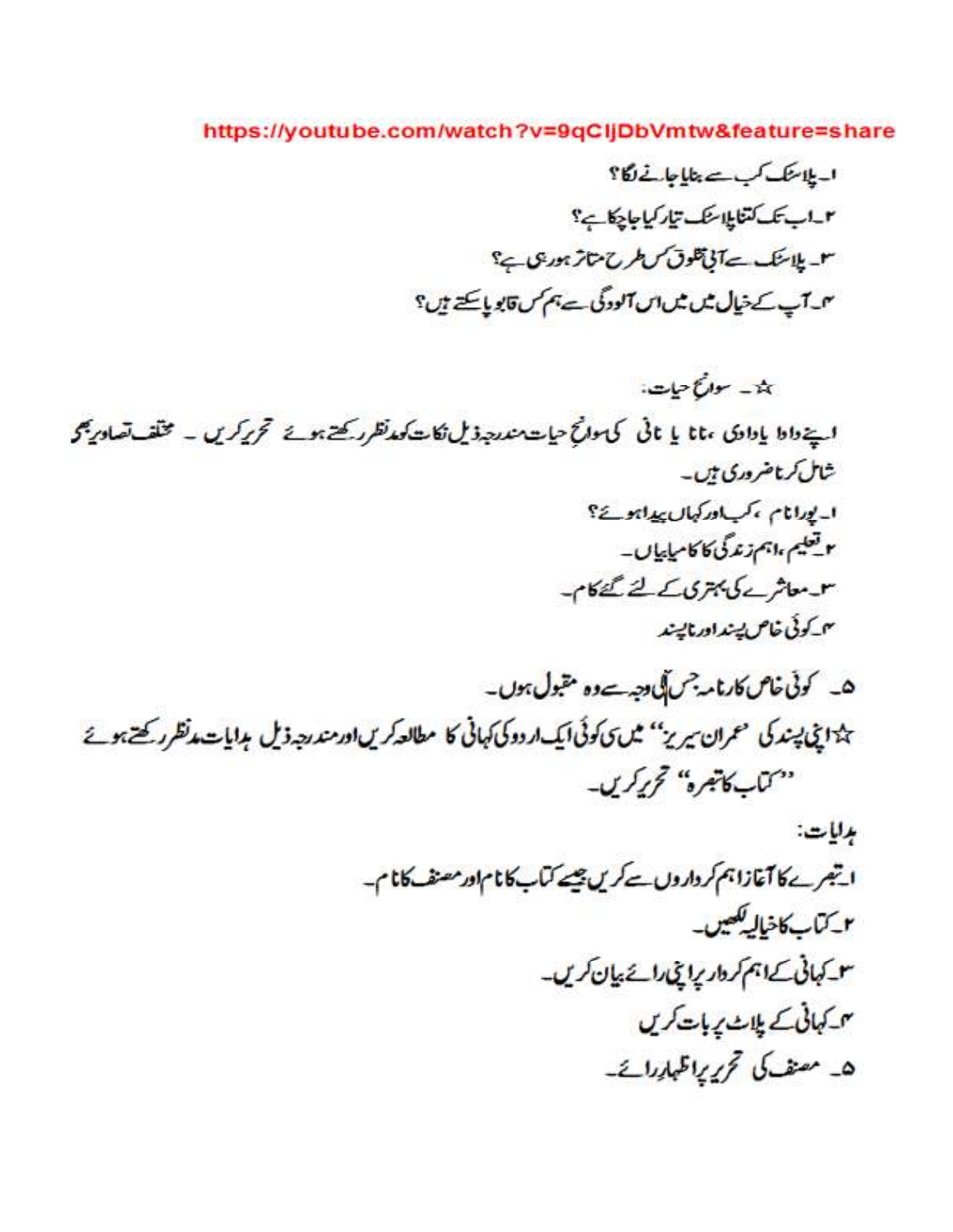https://youtube.com/watch?v=9qCljDbVmtw&feature=share

۱۔ پلاسٹک کب سے بنایا جانے لگا؟

۲۔ اب تک کتنا پلاسٹک تیار کیا جا چکا ہے؟

۳۔ پلاسٹک سے آبی مخلوق کس طرح متاثر ہو رہی ہے؟

۴۔ آپ کے خیال میں اس آلودگی سے ہم کس قابو پا سکتے ہیں؟

☆۔ سوانح حیات:

اپنے دادا یا دادی، نانا یا نانی کی سوانح حیات مندرجہ ذیل نکات کو مدنظر رکھتے ہوئے تحریر کریں ۔ مختلف تصاویر بھی شامل کرنا ضروری ہیں۔

۱۔ پورا نام، کب اور کہاں پیدا ہوئے؟

۲۔ تعلیم، اہم زندگی کا کامیابیاں۔

۳۔ معاشرے کی بہتری کے لئے گئے کام۔

۴۔ کوئی خاص پسند اور ناپسند

۵۔ کوئی خاص کارنامہ جس کی وجہ سے وہ مقبول ہوں۔

☆اپنی پسند کی ''عمران سیریز'' میں سے کوئی ایک اردو کی کہانی کا مطالعہ کریں اور مندرجہ ذیل ہدایات مدنظر رکھتے ہوئے ''کتاب کا تبصرہ'' تحریر کریں۔

ہدایات:

۱۔ تبصرے کا آغاز اہم کرداروں سے کریں جیسے کتاب کا نام اور مصنف کا نام۔

۲۔ کتاب کا خیالیہ لکھیں۔

۳۔ کہانی کے اہم کردار پر اپنی رائے بیان کریں۔

۴۔ کہانی کے پلاٹ پر بات کریں

۵۔ مصنف کی تحریر پر اظہار رائے۔